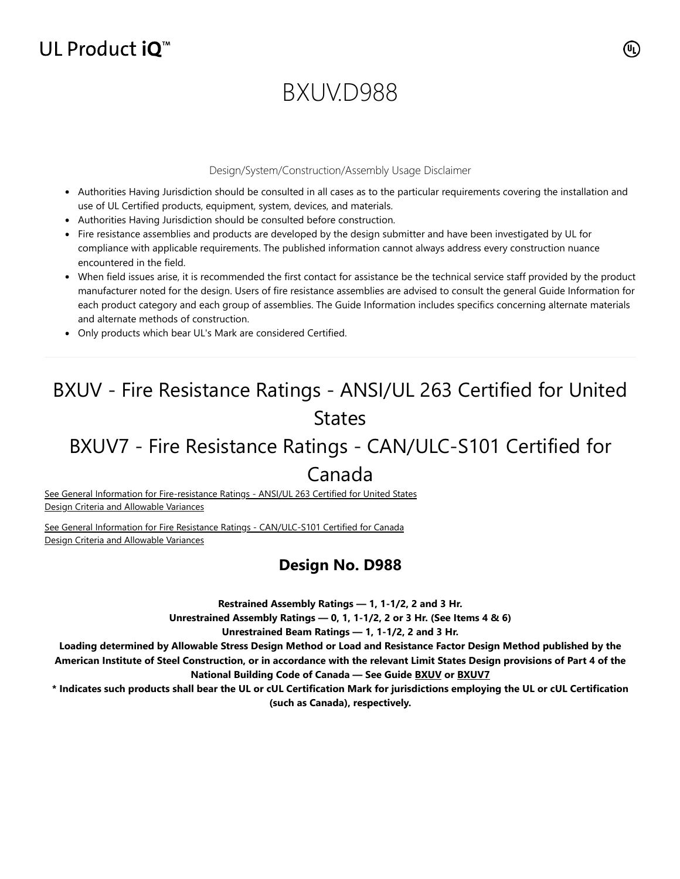# BXUV.D988

Design/System/Construction/Assembly Usage Disclaimer

- Authorities Having Jurisdiction should be consulted in all cases as to the particular requirements covering the installation and use of UL Certified products, equipment, system, devices, and materials.
- Authorities Having Jurisdiction should be consulted before construction.
- Fire resistance assemblies and products are developed by the design submitter and have been investigated by UL for compliance with applicable requirements. The published information cannot always address every construction nuance encountered in the field.
- When field issues arise, it is recommended the first contact for assistance be the technical service staff provided by the product manufacturer noted for the design. Users of fire resistance assemblies are advised to consult the general Guide Information for each product category and each group of assemblies. The Guide Information includes specifics concerning alternate materials and alternate methods of construction.
- Only products which bear UL's Mark are considered Certified.

---

## BXUV - Fire Resistance Ratings - ANSI/UL 263 Certified for United States

## BXUV7 - Fire Resistance Ratings - CAN/ULC-S101 Certified for Canada

See General Information for Fire-resistance Ratings - ANSI/UL 263 Certified for United States
Design Criteria and Allowable Variances

See General Information for Fire Resistance Ratings - CAN/ULC-S101 Certified for Canada
Design Criteria and Allowable Variances

### Design No. D988

**Restrained Assembly Ratings — 1, 1-1/2, 2 and 3 Hr.**

**Unrestrained Assembly Ratings — 0, 1, 1-1/2, 2 or 3 Hr. (See Items 4 & 6)**

**Unrestrained Beam Ratings — 1, 1-1/2, 2 and 3 Hr.**

**Loading determined by Allowable Stress Design Method or Load and Resistance Factor Design Method published by the American Institute of Steel Construction, or in accordance with the relevant Limit States Design provisions of Part 4 of the National Building Code of Canada — See Guide BXUV or BXUV7**

**\* Indicates such products shall bear the UL or cUL Certification Mark for jurisdictions employing the UL or cUL Certification (such as Canada), respectively.**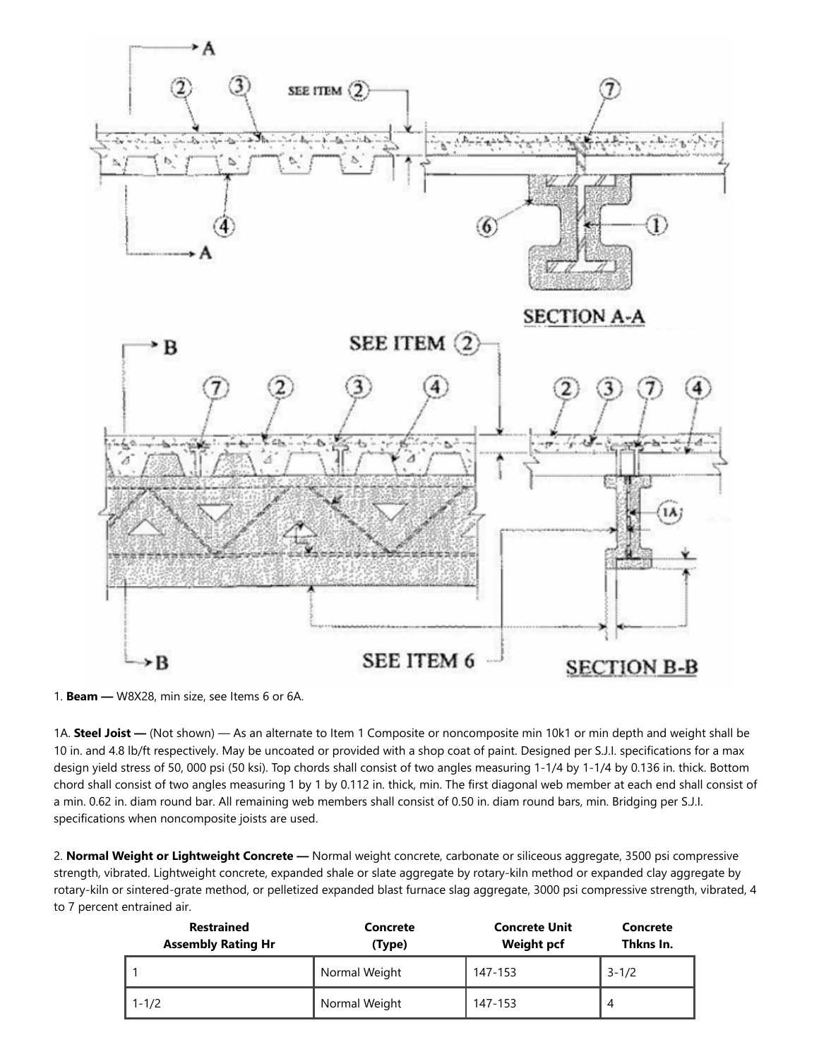1. **Beam —** W8X28, min size, see Items 6 or 6A.

1A. **Steel Joist —** (Not shown) — As an alternate to Item 1 Composite or noncomposite min 10k1 or min depth and weight shall be 10 in. and 4.8 lb/ft respectively. May be uncoated or provided with a shop coat of paint. Designed per S.J.I. specifications for a max design yield stress of 50, 000 psi (50 ksi). Top chords shall consist of two angles measuring 1-1/4 by 1-1/4 by 0.136 in. thick. Bottom chord shall consist of two angles measuring 1 by 1 by 0.112 in. thick, min. The first diagonal web member at each end shall consist of a min. 0.62 in. diam round bar. All remaining web members shall consist of 0.50 in. diam round bars, min. Bridging per S.J.I. specifications when noncomposite joists are used.

2. **Normal Weight or Lightweight Concrete —** Normal weight concrete, carbonate or siliceous aggregate, 3500 psi compressive strength, vibrated. Lightweight concrete, expanded shale or slate aggregate by rotary-kiln method or expanded clay aggregate by rotary-kiln or sintered-grate method, or pelletized expanded blast furnace slag aggregate, 3000 psi compressive strength, vibrated, 4 to 7 percent entrained air.

| Restrained Assembly Rating Hr | Concrete (Type) | Concrete Unit Weight pcf | Concrete Thkns In. |
| --- | --- | --- | --- |
| 1 | Normal Weight | 147-153 | 3-1/2 |
| 1-1/2 | Normal Weight | 147-153 | 4 |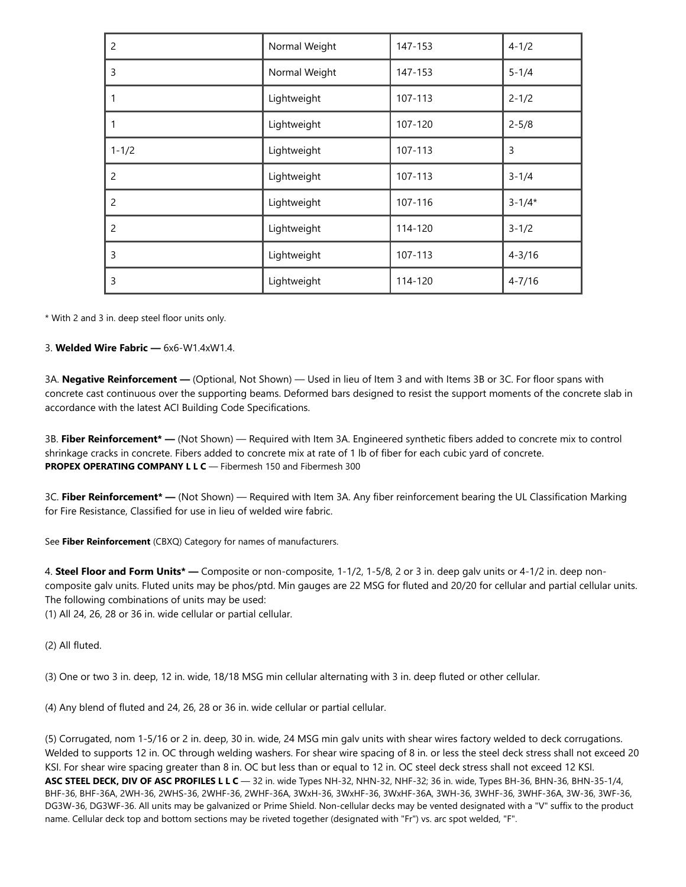| | | | |
|---|---|---|---|
| 2 | Normal Weight | 147-153 | 4-1/2 |
| 3 | Normal Weight | 147-153 | 5-1/4 |
| 1 | Lightweight | 107-113 | 2-1/2 |
| 1 | Lightweight | 107-120 | 2-5/8 |
| 1-1/2 | Lightweight | 107-113 | 3 |
| 2 | Lightweight | 107-113 | 3-1/4 |
| 2 | Lightweight | 107-116 | 3-1/4* |
| 2 | Lightweight | 114-120 | 3-1/2 |
| 3 | Lightweight | 107-113 | 4-3/16 |
| 3 | Lightweight | 114-120 | 4-7/16 |

* With 2 and 3 in. deep steel floor units only.

3. **Welded Wire Fabric —** 6x6-W1.4xW1.4.

3A. **Negative Reinforcement —** (Optional, Not Shown) — Used in lieu of Item 3 and with Items 3B or 3C. For floor spans with concrete cast continuous over the supporting beams. Deformed bars designed to resist the support moments of the concrete slab in accordance with the latest ACI Building Code Specifications.

3B. **Fiber Reinforcement* —** (Not Shown) — Required with Item 3A. Engineered synthetic fibers added to concrete mix to control shrinkage cracks in concrete. Fibers added to concrete mix at rate of 1 lb of fiber for each cubic yard of concrete.
**PROPEX OPERATING COMPANY L L C** — Fibermesh 150 and Fibermesh 300

3C. **Fiber Reinforcement* —** (Not Shown) — Required with Item 3A. Any fiber reinforcement bearing the UL Classification Marking for Fire Resistance, Classified for use in lieu of welded wire fabric.

See **Fiber Reinforcement** (CBXQ) Category for names of manufacturers.

4. **Steel Floor and Form Units* —** Composite or non-composite, 1-1/2, 1-5/8, 2 or 3 in. deep galv units or 4-1/2 in. deep non-composite galv units. Fluted units may be phos/ptd. Min gauges are 22 MSG for fluted and 20/20 for cellular and partial cellular units. The following combinations of units may be used:
(1) All 24, 26, 28 or 36 in. wide cellular or partial cellular.

(2) All fluted.

(3) One or two 3 in. deep, 12 in. wide, 18/18 MSG min cellular alternating with 3 in. deep fluted or other cellular.

(4) Any blend of fluted and 24, 26, 28 or 36 in. wide cellular or partial cellular.

(5) Corrugated, nom 1-5/16 or 2 in. deep, 30 in. wide, 24 MSG min galv units with shear wires factory welded to deck corrugations. Welded to supports 12 in. OC through welding washers. For shear wire spacing of 8 in. or less the steel deck stress shall not exceed 20 KSI. For shear wire spacing greater than 8 in. OC but less than or equal to 12 in. OC steel deck stress shall not exceed 12 KSI.
**ASC STEEL DECK, DIV OF ASC PROFILES L L C** — 32 in. wide Types NH-32, NHN-32, NHF-32; 36 in. wide, Types BH-36, BHN-36, BHN-35-1/4, BHF-36, BHF-36A, 2WH-36, 2WHS-36, 2WHF-36, 2WHF-36A, 3WxH-36, 3WxHF-36, 3WxHF-36A, 3WH-36, 3WHF-36, 3WHF-36A, 3W-36, 3WF-36, DG3W-36, DG3WF-36. All units may be galvanized or Prime Shield. Non-cellular decks may be vented designated with a "V" suffix to the product name. Cellular deck top and bottom sections may be riveted together (designated with "Fr") vs. arc spot welded, "F".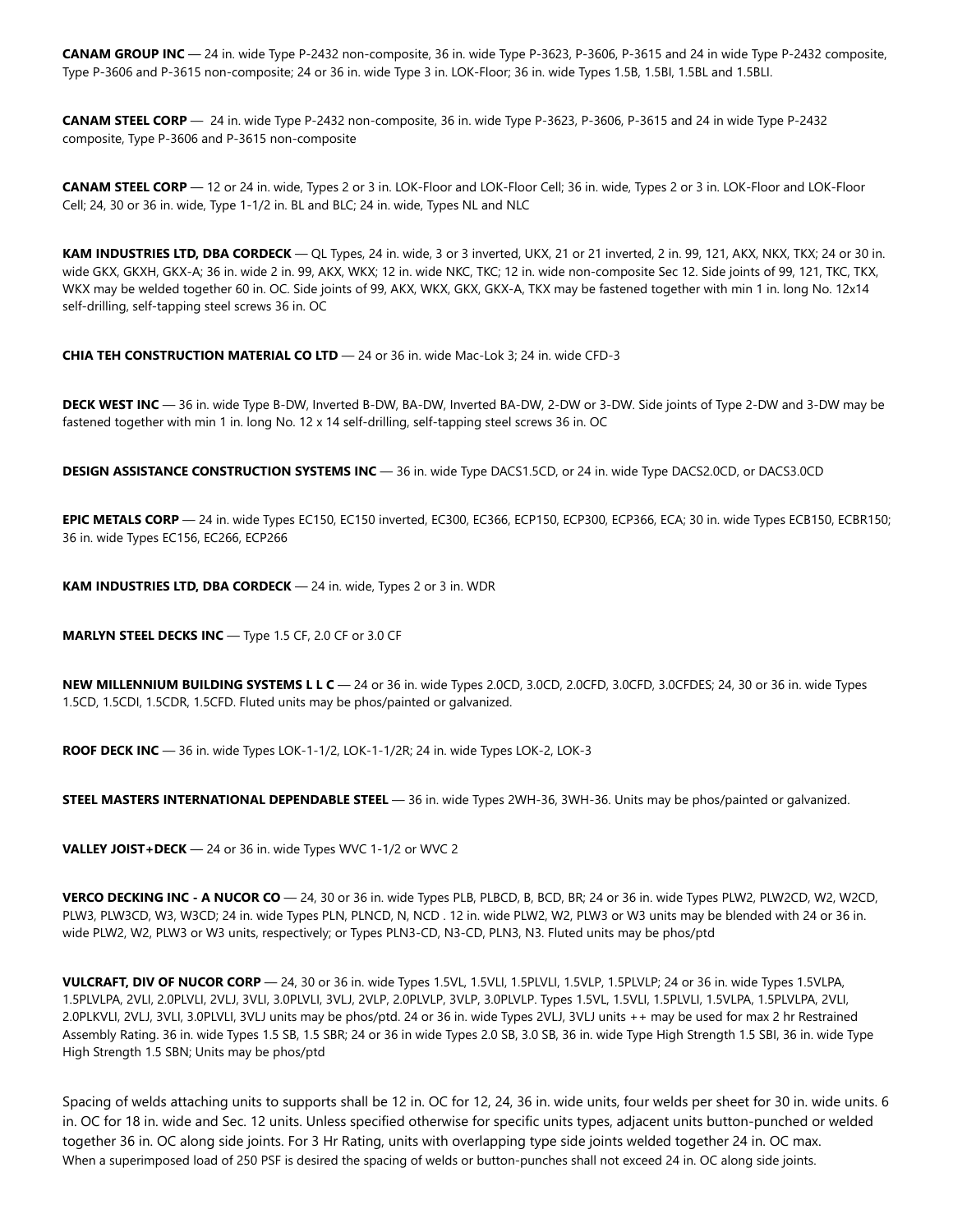**CANAM GROUP INC** — 24 in. wide Type P-2432 non-composite, 36 in. wide Type P-3623, P-3606, P-3615 and 24 in wide Type P-2432 composite, Type P-3606 and P-3615 non-composite; 24 or 36 in. wide Type 3 in. LOK-Floor; 36 in. wide Types 1.5B, 1.5BI, 1.5BL and 1.5BLI.

**CANAM STEEL CORP** — 24 in. wide Type P-2432 non-composite, 36 in. wide Type P-3623, P-3606, P-3615 and 24 in wide Type P-2432 composite, Type P-3606 and P-3615 non-composite

**CANAM STEEL CORP** — 12 or 24 in. wide, Types 2 or 3 in. LOK-Floor and LOK-Floor Cell; 36 in. wide, Types 2 or 3 in. LOK-Floor and LOK-Floor Cell; 24, 30 or 36 in. wide, Type 1-1/2 in. BL and BLC; 24 in. wide, Types NL and NLC

**KAM INDUSTRIES LTD, DBA CORDECK** — QL Types, 24 in. wide, 3 or 3 inverted, UKX, 21 or 21 inverted, 2 in. 99, 121, AKX, NKX, TKX; 24 or 30 in. wide GKX, GKXH, GKX-A; 36 in. wide 2 in. 99, AKX, WKX; 12 in. wide NKC, TKC; 12 in. wide non-composite Sec 12. Side joints of 99, 121, TKC, TKX, WKX may be welded together 60 in. OC. Side joints of 99, AKX, WKX, GKX, GKX-A, TKX may be fastened together with min 1 in. long No. 12x14 self-drilling, self-tapping steel screws 36 in. OC

**CHIA TEH CONSTRUCTION MATERIAL CO LTD** — 24 or 36 in. wide Mac-Lok 3; 24 in. wide CFD-3

**DECK WEST INC** — 36 in. wide Type B-DW, Inverted B-DW, BA-DW, Inverted BA-DW, 2-DW or 3-DW. Side joints of Type 2-DW and 3-DW may be fastened together with min 1 in. long No. 12 x 14 self-drilling, self-tapping steel screws 36 in. OC

**DESIGN ASSISTANCE CONSTRUCTION SYSTEMS INC** — 36 in. wide Type DACS1.5CD, or 24 in. wide Type DACS2.0CD, or DACS3.0CD

**EPIC METALS CORP** — 24 in. wide Types EC150, EC150 inverted, EC300, EC366, ECP150, ECP300, ECP366, ECA; 30 in. wide Types ECB150, ECBR150; 36 in. wide Types EC156, EC266, ECP266

**KAM INDUSTRIES LTD, DBA CORDECK** — 24 in. wide, Types 2 or 3 in. WDR

**MARLYN STEEL DECKS INC** — Type 1.5 CF, 2.0 CF or 3.0 CF

**NEW MILLENNIUM BUILDING SYSTEMS L L C** — 24 or 36 in. wide Types 2.0CD, 3.0CD, 2.0CFD, 3.0CFD, 3.0CFDES; 24, 30 or 36 in. wide Types 1.5CD, 1.5CDI, 1.5CDR, 1.5CFD. Fluted units may be phos/painted or galvanized.

**ROOF DECK INC** — 36 in. wide Types LOK-1-1/2, LOK-1-1/2R; 24 in. wide Types LOK-2, LOK-3

**STEEL MASTERS INTERNATIONAL DEPENDABLE STEEL** — 36 in. wide Types 2WH-36, 3WH-36. Units may be phos/painted or galvanized.

**VALLEY JOIST+DECK** — 24 or 36 in. wide Types WVC 1-1/2 or WVC 2

**VERCO DECKING INC - A NUCOR CO** — 24, 30 or 36 in. wide Types PLB, PLBCD, B, BCD, BR; 24 or 36 in. wide Types PLW2, PLW2CD, W2, W2CD, PLW3, PLW3CD, W3, W3CD; 24 in. wide Types PLN, PLNCD, N, NCD . 12 in. wide PLW2, W2, PLW3 or W3 units may be blended with 24 or 36 in. wide PLW2, W2, PLW3 or W3 units, respectively; or Types PLN3-CD, N3-CD, PLN3, N3. Fluted units may be phos/ptd

**VULCRAFT, DIV OF NUCOR CORP** — 24, 30 or 36 in. wide Types 1.5VL, 1.5VLI, 1.5PLVLI, 1.5VLP, 1.5PLVLP; 24 or 36 in. wide Types 1.5VLPA, 1.5PLVLPA, 2VLI, 2.0PLVLI, 2VLJ, 3VLI, 3.0PLVLI, 3VLJ, 2VLP, 2.0PLVLP, 3VLP, 3.0PLVLP. Types 1.5VL, 1.5VLI, 1.5PLVLI, 1.5VLPA, 1.5PLVLPA, 2VLI, 2.0PLKVLI, 2VLJ, 3VLI, 3.0PLVLI, 3VLJ units may be phos/ptd. 24 or 36 in. wide Types 2VLJ, 3VLJ units ++ may be used for max 2 hr Restrained Assembly Rating. 36 in. wide Types 1.5 SB, 1.5 SBR; 24 or 36 in wide Types 2.0 SB, 3.0 SB, 36 in. wide Type High Strength 1.5 SBI, 36 in. wide Type High Strength 1.5 SBN; Units may be phos/ptd

Spacing of welds attaching units to supports shall be 12 in. OC for 12, 24, 36 in. wide units, four welds per sheet for 30 in. wide units. 6 in. OC for 18 in. wide and Sec. 12 units. Unless specified otherwise for specific units types, adjacent units button-punched or welded together 36 in. OC along side joints. For 3 Hr Rating, units with overlapping type side joints welded together 24 in. OC max.
When a superimposed load of 250 PSF is desired the spacing of welds or button-punches shall not exceed 24 in. OC along side joints.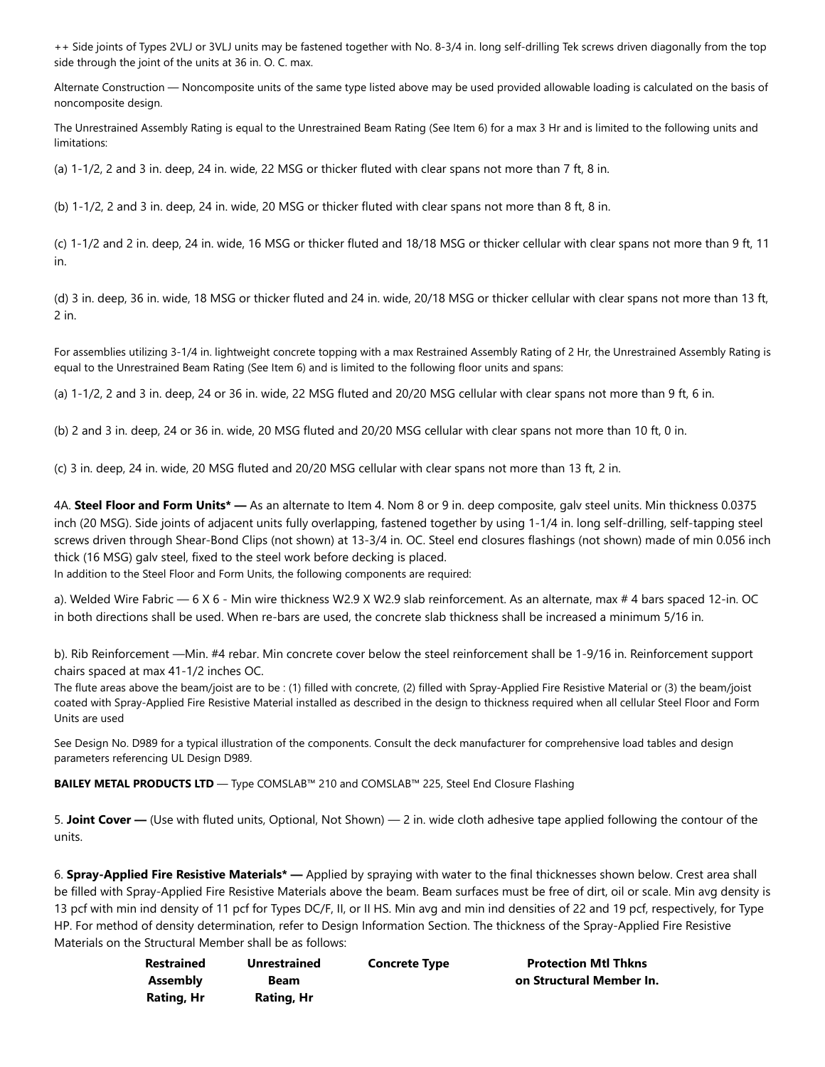++ Side joints of Types 2VLJ or 3VLJ units may be fastened together with No. 8-3/4 in. long self-drilling Tek screws driven diagonally from the top side through the joint of the units at 36 in. O. C. max.

Alternate Construction — Noncomposite units of the same type listed above may be used provided allowable loading is calculated on the basis of noncomposite design.

The Unrestrained Assembly Rating is equal to the Unrestrained Beam Rating (See Item 6) for a max 3 Hr and is limited to the following units and limitations:

(a) 1-1/2, 2 and 3 in. deep, 24 in. wide, 22 MSG or thicker fluted with clear spans not more than 7 ft, 8 in.

(b) 1-1/2, 2 and 3 in. deep, 24 in. wide, 20 MSG or thicker fluted with clear spans not more than 8 ft, 8 in.

(c) 1-1/2 and 2 in. deep, 24 in. wide, 16 MSG or thicker fluted and 18/18 MSG or thicker cellular with clear spans not more than 9 ft, 11 in.

(d) 3 in. deep, 36 in. wide, 18 MSG or thicker fluted and 24 in. wide, 20/18 MSG or thicker cellular with clear spans not more than 13 ft, 2 in.

For assemblies utilizing 3-1/4 in. lightweight concrete topping with a max Restrained Assembly Rating of 2 Hr, the Unrestrained Assembly Rating is equal to the Unrestrained Beam Rating (See Item 6) and is limited to the following floor units and spans:

(a) 1-1/2, 2 and 3 in. deep, 24 or 36 in. wide, 22 MSG fluted and 20/20 MSG cellular with clear spans not more than 9 ft, 6 in.

(b) 2 and 3 in. deep, 24 or 36 in. wide, 20 MSG fluted and 20/20 MSG cellular with clear spans not more than 10 ft, 0 in.

(c) 3 in. deep, 24 in. wide, 20 MSG fluted and 20/20 MSG cellular with clear spans not more than 13 ft, 2 in.

4A. **Steel Floor and Form Units\* —** As an alternate to Item 4. Nom 8 or 9 in. deep composite, galv steel units. Min thickness 0.0375 inch (20 MSG). Side joints of adjacent units fully overlapping, fastened together by using 1-1/4 in. long self-drilling, self-tapping steel screws driven through Shear-Bond Clips (not shown) at 13-3/4 in. OC. Steel end closures flashings (not shown) made of min 0.056 inch thick (16 MSG) galv steel, fixed to the steel work before decking is placed.
In addition to the Steel Floor and Form Units, the following components are required:

a). Welded Wire Fabric — 6 X 6 - Min wire thickness W2.9 X W2.9 slab reinforcement. As an alternate, max # 4 bars spaced 12-in. OC in both directions shall be used. When re-bars are used, the concrete slab thickness shall be increased a minimum 5/16 in.

b). Rib Reinforcement —Min. #4 rebar. Min concrete cover below the steel reinforcement shall be 1-9/16 in. Reinforcement support chairs spaced at max 41-1/2 inches OC.
The flute areas above the beam/joist are to be : (1) filled with concrete, (2) filled with Spray-Applied Fire Resistive Material or (3) the beam/joist coated with Spray-Applied Fire Resistive Material installed as described in the design to thickness required when all cellular Steel Floor and Form Units are used

See Design No. D989 for a typical illustration of the components. Consult the deck manufacturer for comprehensive load tables and design parameters referencing UL Design D989.

**BAILEY METAL PRODUCTS LTD** — Type COMSLAB™ 210 and COMSLAB™ 225, Steel End Closure Flashing

5. **Joint Cover —** (Use with fluted units, Optional, Not Shown) — 2 in. wide cloth adhesive tape applied following the contour of the units.

6. **Spray-Applied Fire Resistive Materials\* —** Applied by spraying with water to the final thicknesses shown below. Crest area shall be filled with Spray-Applied Fire Resistive Materials above the beam. Beam surfaces must be free of dirt, oil or scale. Min avg density is 13 pcf with min ind density of 11 pcf for Types DC/F, II, or II HS. Min avg and min ind densities of 22 and 19 pcf, respectively, for Type HP. For method of density determination, refer to Design Information Section. The thickness of the Spray-Applied Fire Resistive Materials on the Structural Member shall be as follows:

| Restrained Assembly Rating, Hr | Unrestrained Beam Rating, Hr | Concrete Type | Protection Mtl Thkns on Structural Member In. |
|---|---|---|---|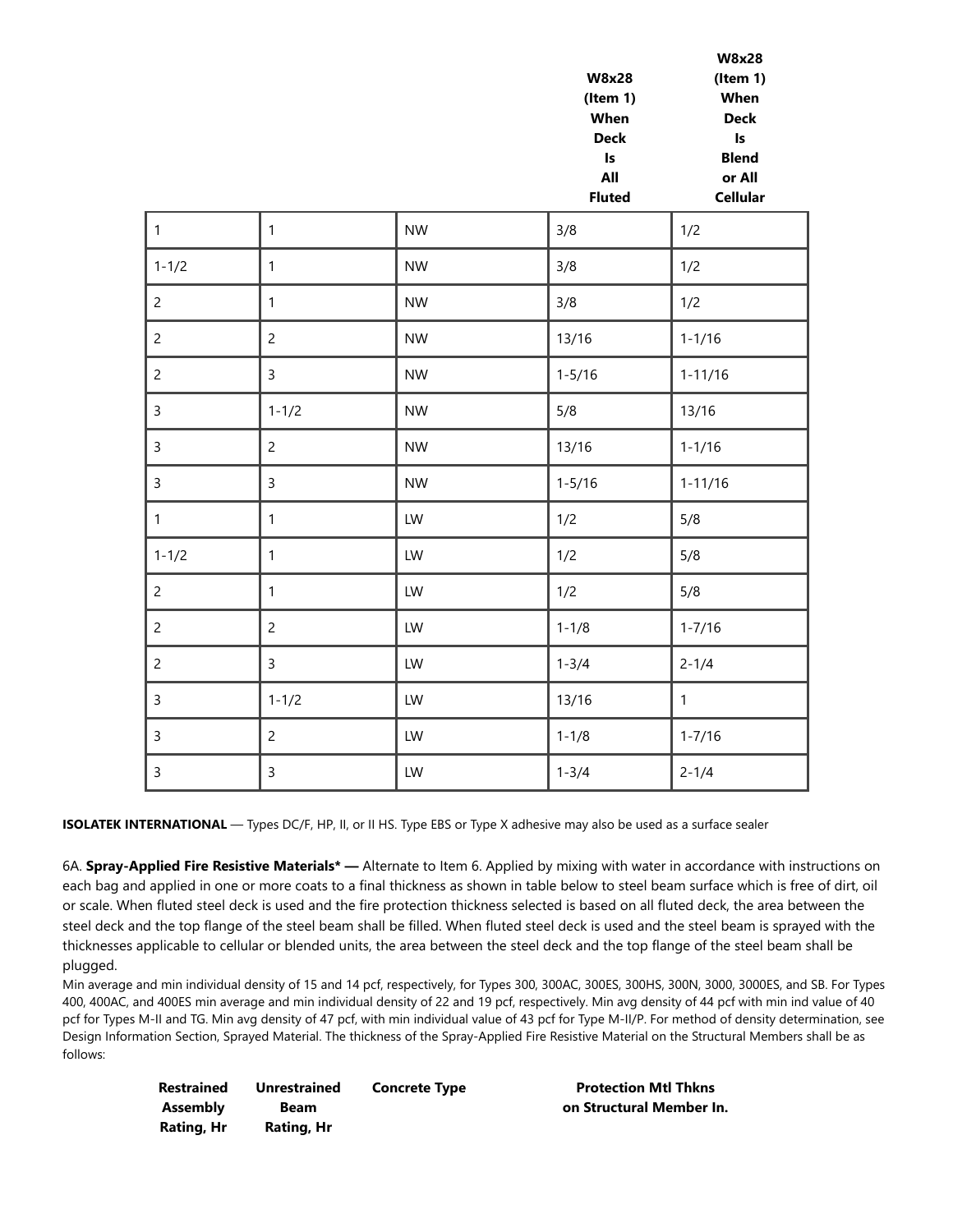| | | | W8x28 (Item 1) When Deck Is All Fluted | W8x28 (Item 1) When Deck Is Blend or All Cellular |
|---|---|---|---|---|
| 1 | 1 | NW | 3/8 | 1/2 |
| 1-1/2 | 1 | NW | 3/8 | 1/2 |
| 2 | 1 | NW | 3/8 | 1/2 |
| 2 | 2 | NW | 13/16 | 1-1/16 |
| 2 | 3 | NW | 1-5/16 | 1-11/16 |
| 3 | 1-1/2 | NW | 5/8 | 13/16 |
| 3 | 2 | NW | 13/16 | 1-1/16 |
| 3 | 3 | NW | 1-5/16 | 1-11/16 |
| 1 | 1 | LW | 1/2 | 5/8 |
| 1-1/2 | 1 | LW | 1/2 | 5/8 |
| 2 | 1 | LW | 1/2 | 5/8 |
| 2 | 2 | LW | 1-1/8 | 1-7/16 |
| 2 | 3 | LW | 1-3/4 | 2-1/4 |
| 3 | 1-1/2 | LW | 13/16 | 1 |
| 3 | 2 | LW | 1-1/8 | 1-7/16 |
| 3 | 3 | LW | 1-3/4 | 2-1/4 |

**ISOLATEK INTERNATIONAL** — Types DC/F, HP, II, or II HS. Type EBS or Type X adhesive may also be used as a surface sealer

6A. **Spray-Applied Fire Resistive Materials* —** Alternate to Item 6. Applied by mixing with water in accordance with instructions on each bag and applied in one or more coats to a final thickness as shown in table below to steel beam surface which is free of dirt, oil or scale. When fluted steel deck is used and the fire protection thickness selected is based on all fluted deck, the area between the steel deck and the top flange of the steel beam shall be filled. When fluted steel deck is used and the steel beam is sprayed with the thicknesses applicable to cellular or blended units, the area between the steel deck and the top flange of the steel beam shall be plugged.

Min average and min individual density of 15 and 14 pcf, respectively, for Types 300, 300AC, 300ES, 300HS, 300N, 3000, 3000ES, and SB. For Types 400, 400AC, and 400ES min average and min individual density of 22 and 19 pcf, respectively. Min avg density of 44 pcf with min ind value of 40 pcf for Types M-II and TG. Min avg density of 47 pcf, with min individual value of 43 pcf for Type M-II/P. For method of density determination, see Design Information Section, Sprayed Material. The thickness of the Spray-Applied Fire Resistive Material on the Structural Members shall be as follows:

| Restrained Assembly Rating, Hr | Unrestrained Beam Rating, Hr | Concrete Type | Protection Mtl Thkns on Structural Member In. |
|---|---|---|---|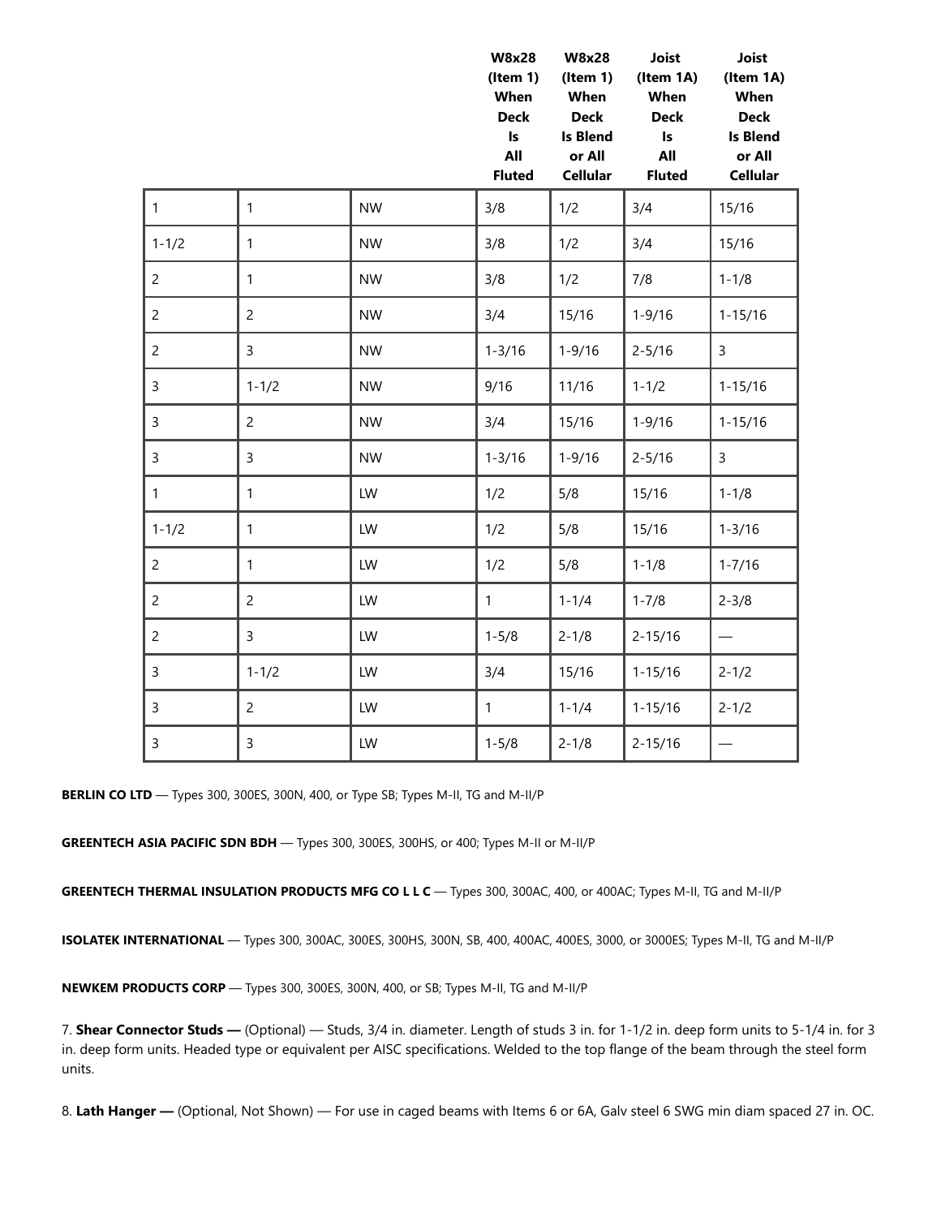| | | | W8x28 (Item 1) When Deck Is All Fluted | W8x28 (Item 1) When Deck Is Blend or All Cellular | Joist (Item 1A) When Deck Is All Fluted | Joist (Item 1A) When Deck Is Blend or All Cellular |
|---|---|---|---|---|---|---|
| 1 | 1 | NW | 3/8 | 1/2 | 3/4 | 15/16 |
| 1-1/2 | 1 | NW | 3/8 | 1/2 | 3/4 | 15/16 |
| 2 | 1 | NW | 3/8 | 1/2 | 7/8 | 1-1/8 |
| 2 | 2 | NW | 3/4 | 15/16 | 1-9/16 | 1-15/16 |
| 2 | 3 | NW | 1-3/16 | 1-9/16 | 2-5/16 | 3 |
| 3 | 1-1/2 | NW | 9/16 | 11/16 | 1-1/2 | 1-15/16 |
| 3 | 2 | NW | 3/4 | 15/16 | 1-9/16 | 1-15/16 |
| 3 | 3 | NW | 1-3/16 | 1-9/16 | 2-5/16 | 3 |
| 1 | 1 | LW | 1/2 | 5/8 | 15/16 | 1-1/8 |
| 1-1/2 | 1 | LW | 1/2 | 5/8 | 15/16 | 1-3/16 |
| 2 | 1 | LW | 1/2 | 5/8 | 1-1/8 | 1-7/16 |
| 2 | 2 | LW | 1 | 1-1/4 | 1-7/8 | 2-3/8 |
| 2 | 3 | LW | 1-5/8 | 2-1/8 | 2-15/16 | — |
| 3 | 1-1/2 | LW | 3/4 | 15/16 | 1-15/16 | 2-1/2 |
| 3 | 2 | LW | 1 | 1-1/4 | 1-15/16 | 2-1/2 |
| 3 | 3 | LW | 1-5/8 | 2-1/8 | 2-15/16 | — |

**BERLIN CO LTD** — Types 300, 300ES, 300N, 400, or Type SB; Types M-II, TG and M-II/P

**GREENTECH ASIA PACIFIC SDN BDH** — Types 300, 300ES, 300HS, or 400; Types M-II or M-II/P

**GREENTECH THERMAL INSULATION PRODUCTS MFG CO L L C** — Types 300, 300AC, 400, or 400AC; Types M-II, TG and M-II/P

**ISOLATEK INTERNATIONAL** — Types 300, 300AC, 300ES, 300HS, 300N, SB, 400, 400AC, 400ES, 3000, or 3000ES; Types M-II, TG and M-II/P

**NEWKEM PRODUCTS CORP** — Types 300, 300ES, 300N, 400, or SB; Types M-II, TG and M-II/P

7. **Shear Connector Studs —** (Optional) — Studs, 3/4 in. diameter. Length of studs 3 in. for 1-1/2 in. deep form units to 5-1/4 in. for 3 in. deep form units. Headed type or equivalent per AISC specifications. Welded to the top flange of the beam through the steel form units.

8. **Lath Hanger —** (Optional, Not Shown) — For use in caged beams with Items 6 or 6A, Galv steel 6 SWG min diam spaced 27 in. OC.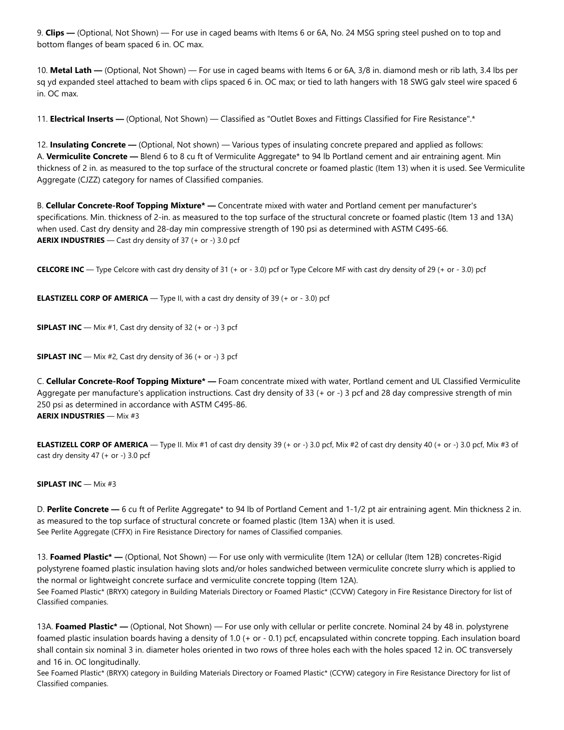9. **Clips —** (Optional, Not Shown) — For use in caged beams with Items 6 or 6A, No. 24 MSG spring steel pushed on to top and bottom flanges of beam spaced 6 in. OC max.

10. **Metal Lath —** (Optional, Not Shown) — For use in caged beams with Items 6 or 6A, 3/8 in. diamond mesh or rib lath, 3.4 lbs per sq yd expanded steel attached to beam with clips spaced 6 in. OC max; or tied to lath hangers with 18 SWG galv steel wire spaced 6 in. OC max.

11. **Electrical Inserts —** (Optional, Not Shown) — Classified as "Outlet Boxes and Fittings Classified for Fire Resistance".*

12. **Insulating Concrete —** (Optional, Not shown) — Various types of insulating concrete prepared and applied as follows:
A. **Vermiculite Concrete —** Blend 6 to 8 cu ft of Vermiculite Aggregate* to 94 lb Portland cement and air entraining agent. Min thickness of 2 in. as measured to the top surface of the structural concrete or foamed plastic (Item 13) when it is used. See Vermiculite Aggregate (CJZZ) category for names of Classified companies.

B. **Cellular Concrete-Roof Topping Mixture* —** Concentrate mixed with water and Portland cement per manufacturer's specifications. Min. thickness of 2-in. as measured to the top surface of the structural concrete or foamed plastic (Item 13 and 13A) when used. Cast dry density and 28-day min compressive strength of 190 psi as determined with ASTM C495-66.
**AERIX INDUSTRIES** — Cast dry density of 37 (+ or -) 3.0 pcf

**CELCORE INC** — Type Celcore with cast dry density of 31 (+ or - 3.0) pcf or Type Celcore MF with cast dry density of 29 (+ or - 3.0) pcf

**ELASTIZELL CORP OF AMERICA** — Type II, with a cast dry density of 39 (+ or - 3.0) pcf

**SIPLAST INC** — Mix #1, Cast dry density of 32 (+ or -) 3 pcf

**SIPLAST INC** — Mix #2, Cast dry density of 36 (+ or -) 3 pcf

C. **Cellular Concrete-Roof Topping Mixture* —** Foam concentrate mixed with water, Portland cement and UL Classified Vermiculite Aggregate per manufacture's application instructions. Cast dry density of 33 (+ or -) 3 pcf and 28 day compressive strength of min 250 psi as determined in accordance with ASTM C495-86.
**AERIX INDUSTRIES** — Mix #3

**ELASTIZELL CORP OF AMERICA** — Type II. Mix #1 of cast dry density 39 (+ or -) 3.0 pcf, Mix #2 of cast dry density 40 (+ or -) 3.0 pcf, Mix #3 of cast dry density 47 (+ or -) 3.0 pcf

**SIPLAST INC** — Mix #3

D. **Perlite Concrete —** 6 cu ft of Perlite Aggregate* to 94 lb of Portland Cement and 1-1/2 pt air entraining agent. Min thickness 2 in. as measured to the top surface of structural concrete or foamed plastic (Item 13A) when it is used.
See Perlite Aggregate (CFFX) in Fire Resistance Directory for names of Classified companies.

13. **Foamed Plastic* —** (Optional, Not Shown) — For use only with vermiculite (Item 12A) or cellular (Item 12B) concretes-Rigid polystyrene foamed plastic insulation having slots and/or holes sandwiched between vermiculite concrete slurry which is applied to the normal or lightweight concrete surface and vermiculite concrete topping (Item 12A).
See Foamed Plastic* (BRYX) category in Building Materials Directory or Foamed Plastic* (CCVW) Category in Fire Resistance Directory for list of Classified companies.

13A. **Foamed Plastic* —** (Optional, Not Shown) — For use only with cellular or perlite concrete. Nominal 24 by 48 in. polystyrene foamed plastic insulation boards having a density of 1.0 (+ or - 0.1) pcf, encapsulated within concrete topping. Each insulation board shall contain six nominal 3 in. diameter holes oriented in two rows of three holes each with the holes spaced 12 in. OC transversely and 16 in. OC longitudinally.
See Foamed Plastic* (BRYX) category in Building Materials Directory or Foamed Plastic* (CCYW) category in Fire Resistance Directory for list of Classified companies.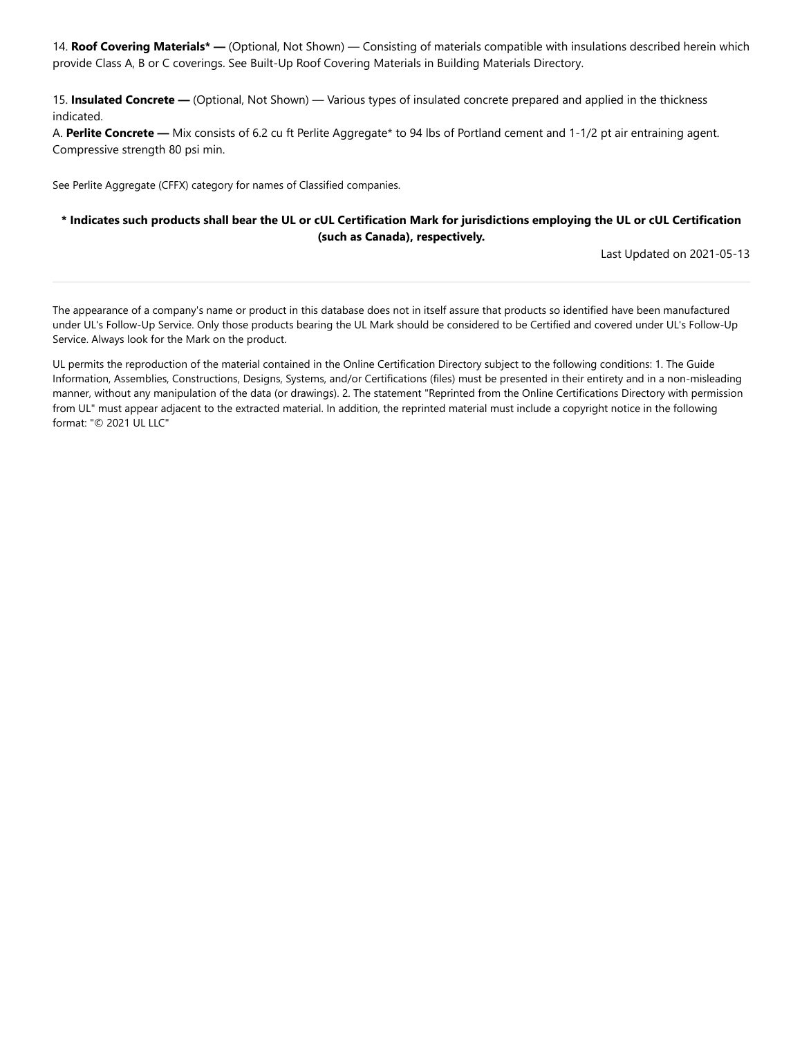14. **Roof Covering Materials* —** (Optional, Not Shown) — Consisting of materials compatible with insulations described herein which provide Class A, B or C coverings. See Built-Up Roof Covering Materials in Building Materials Directory.

15. **Insulated Concrete —** (Optional, Not Shown) — Various types of insulated concrete prepared and applied in the thickness indicated.
A. **Perlite Concrete —** Mix consists of 6.2 cu ft Perlite Aggregate* to 94 lbs of Portland cement and 1-1/2 pt air entraining agent. Compressive strength 80 psi min.

See Perlite Aggregate (CFFX) category for names of Classified companies.

**\* Indicates such products shall bear the UL or cUL Certification Mark for jurisdictions employing the UL or cUL Certification (such as Canada), respectively.**

Last Updated on 2021-05-13

---

The appearance of a company's name or product in this database does not in itself assure that products so identified have been manufactured under UL's Follow-Up Service. Only those products bearing the UL Mark should be considered to be Certified and covered under UL's Follow-Up Service. Always look for the Mark on the product.

UL permits the reproduction of the material contained in the Online Certification Directory subject to the following conditions: 1. The Guide Information, Assemblies, Constructions, Designs, Systems, and/or Certifications (files) must be presented in their entirety and in a non-misleading manner, without any manipulation of the data (or drawings). 2. The statement "Reprinted from the Online Certifications Directory with permission from UL" must appear adjacent to the extracted material. In addition, the reprinted material must include a copyright notice in the following format: "© 2021 UL LLC"